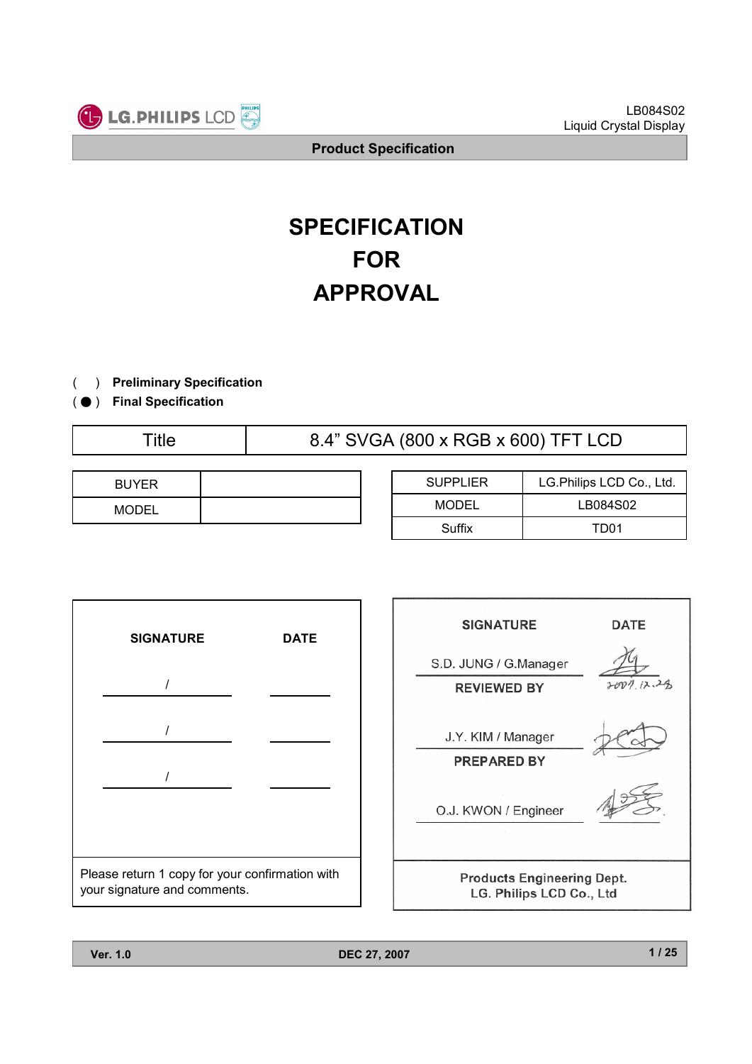# SPECIFICATION FOR APPROVAL

( ) **Preliminary Specification**

( ● ) **Final Specification**

| Title | 8.4" SVGA (800 x RGB x 600) TFT LCD |
|---|---|

| BUYER | |
|---|---|
| MODEL | |

| SUPPLIER | LG.Philips LCD Co., Ltd. |
|---|---|
| MODEL | LB084S02 |
| Suffix | TD01 |

| SIGNATURE | DATE |
|---|---|
| / | |
| / | |
| / | |

Please return 1 copy for your confirmation with your signature and comments.

| SIGNATURE | DATE |
|---|---|
| S.D. JUNG / G.Manager | 2007.12.28 |
| **REVIEWED BY** | |
| J.Y. KIM / Manager | |
| **PREPARED BY** | |
| O.J. KWON / Engineer | |

**Products Engineering Dept.**
**LG. Philips LCD Co., Ltd**

**Ver. 1.0** **DEC 27, 2007**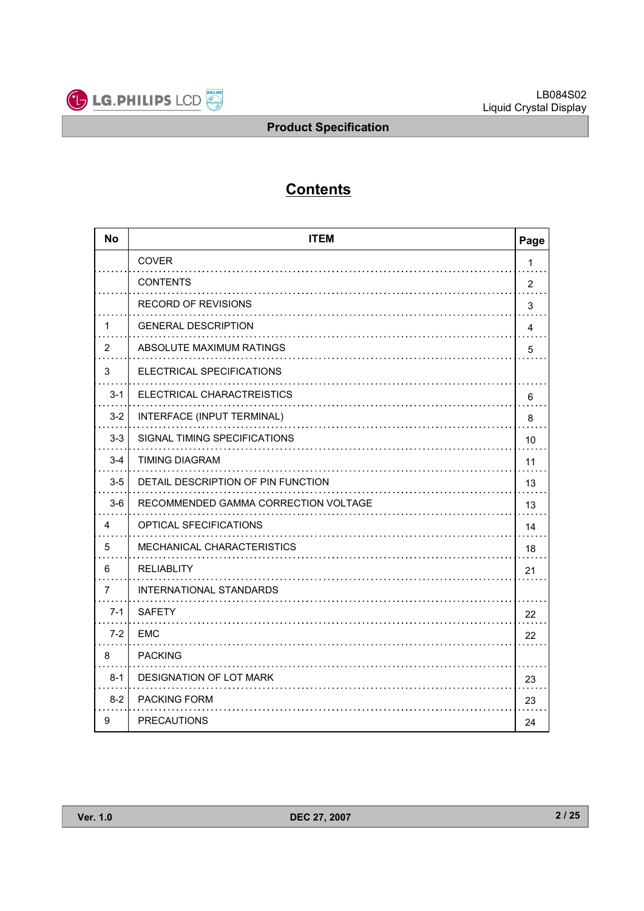# Contents

| No | ITEM | Page |
|---|---|---|
| | COVER | 1 |
| | CONTENTS | 2 |
| | RECORD OF REVISIONS | 3 |
| 1 | GENERAL DESCRIPTION | 4 |
| 2 | ABSOLUTE MAXIMUM RATINGS | 5 |
| 3 | ELECTRICAL SPECIFICATIONS | |
| 3-1 | ELECTRICAL CHARACTREISTICS | 6 |
| 3-2 | INTERFACE (INPUT TERMINAL) | 8 |
| 3-3 | SIGNAL TIMING SPECIFICATIONS | 10 |
| 3-4 | TIMING DIAGRAM | 11 |
| 3-5 | DETAIL DESCRIPTION OF PIN FUNCTION | 13 |
| 3-6 | RECOMMENDED GAMMA CORRECTION VOLTAGE | 13 |
| 4 | OPTICAL SFECIFICATIONS | 14 |
| 5 | MECHANICAL CHARACTERISTICS | 18 |
| 6 | RELIABLITY | 21 |
| 7 | INTERNATIONAL STANDARDS | |
| 7-1 | SAFETY | 22 |
| 7-2 | EMC | 22 |
| 8 | PACKING | |
| 8-1 | DESIGNATION OF LOT MARK | 23 |
| 8-2 | PACKING FORM | 23 |
| 9 | PRECAUTIONS | 24 |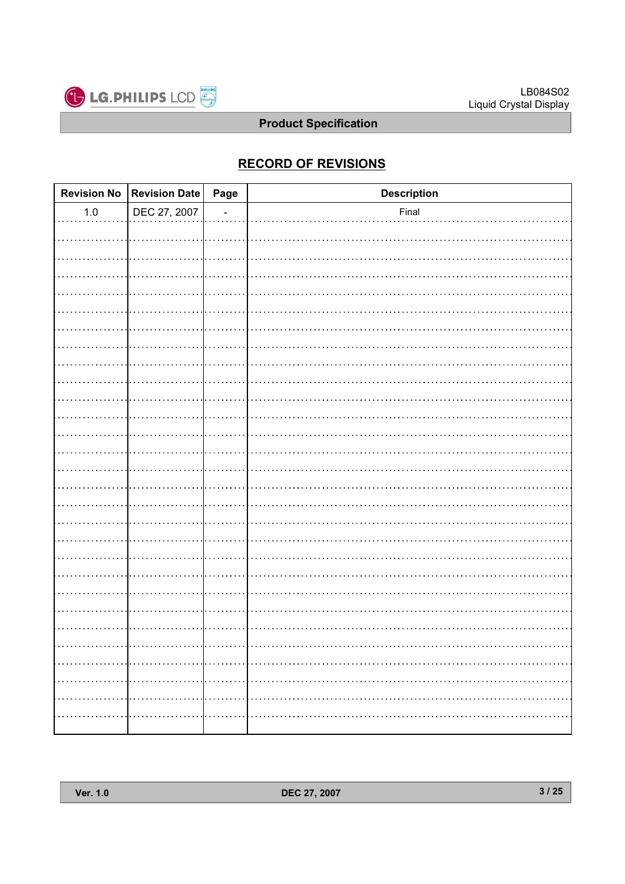## RECORD OF REVISIONS

| Revision No | Revision Date | Page | Description |
|---|---|---|---|
| 1.0 | DEC 27, 2007 | - | Final |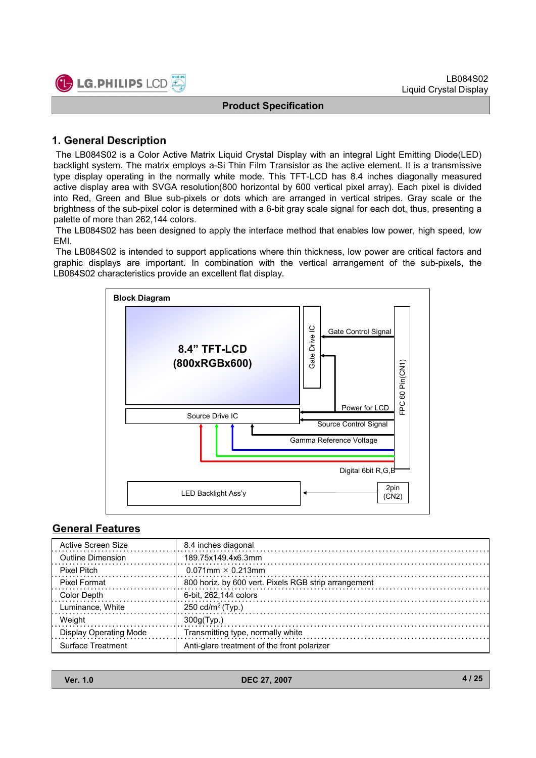# 1. General Description

The LB084S02 is a Color Active Matrix Liquid Crystal Display with an integral Light Emitting Diode(LED) backlight system. The matrix employs a-Si Thin Film Transistor as the active element. It is a transmissive type display operating in the normally white mode. This TFT-LCD has 8.4 inches diagonally measured active display area with SVGA resolution(800 horizontal by 600 vertical pixel array). Each pixel is divided into Red, Green and Blue sub-pixels or dots which are arranged in vertical stripes. Gray scale or the brightness of the sub-pixel color is determined with a 6-bit gray scale signal for each dot, thus, presenting a palette of more than 262,144 colors.

The LB084S02 has been designed to apply the interface method that enables low power, high speed, low EMI.

The LB084S02 is intended to support applications where thin thickness, low power are critical factors and graphic displays are important. In combination with the vertical arrangement of the sub-pixels, the LB084S02 characteristics provide an excellent flat display.

**Block Diagram**

8.4" TFT-LCD (800xRGBx600)

Gate Drive IC

Gate Control Signal

FPC 60 Pin(CN1)

Power for LCD

Source Drive IC

Source Control Signal

Gamma Reference Voltage

Digital 6bit R,G,B

LED Backlight Ass'y

2pin (CN2)

## General Features

| | |
|---|---|
| Active Screen Size | 8.4 inches diagonal |
| Outline Dimension | 189.75x149.4x6.3mm |
| Pixel Pitch | 0.071mm × 0.213mm |
| Pixel Format | 800 horiz. by 600 vert. Pixels RGB strip arrangement |
| Color Depth | 6-bit, 262,144 colors |
| Luminance, White | 250 cd/m$^2$ (Typ.) |
| Weight | 300g(Typ.) |
| Display Operating Mode | Transmitting type, normally white |
| Surface Treatment | Anti-glare treatment of the front polarizer |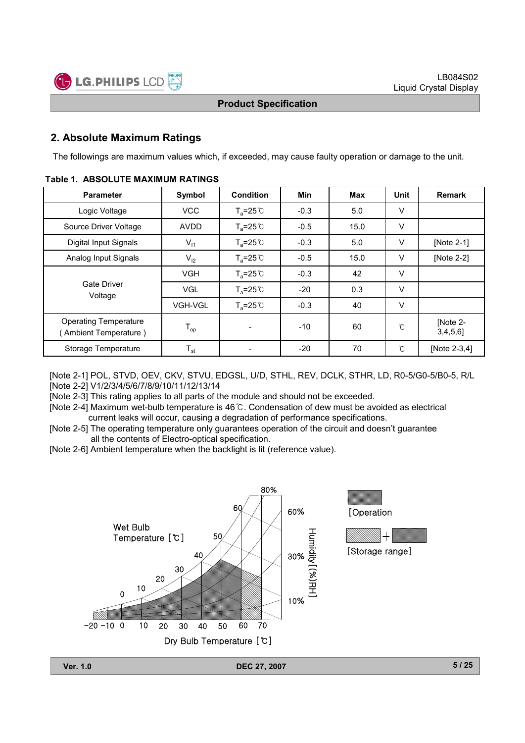## 2. Absolute Maximum Ratings

The followings are maximum values which, if exceeded, may cause faulty operation or damage to the unit.

**Table 1. ABSOLUTE MAXIMUM RATINGS**

| Parameter | Symbol | Condition | Min | Max | Unit | Remark |
|---|---|---|---|---|---|---|
| Logic Voltage | VCC | $T_a$=25℃ | -0.3 | 5.0 | V | |
| Source Driver Voltage | AVDD | $T_a$=25℃ | -0.5 | 15.0 | V | |
| Digital Input Signals | $V_{I1}$ | $T_a$=25℃ | -0.3 | 5.0 | V | [Note 2-1] |
| Analog Input Signals | $V_{I2}$ | $T_a$=25℃ | -0.5 | 15.0 | V | [Note 2-2] |
| Gate Driver Voltage | VGH | $T_a$=25℃ | -0.3 | 42 | V | |
| | VGL | $T_a$=25℃ | -20 | 0.3 | V | |
| | VGH-VGL | $T_a$=25℃ | -0.3 | 40 | V | |
| Operating Temperature ( Ambient Temperature ) | $T_{op}$ | - | -10 | 60 | ℃ | [Note 2-3,4,5,6] |
| Storage Temperature | $T_{st}$ | - | -20 | 70 | ℃ | [Note 2-3,4] |

[Note 2-1] POL, STVD, OEV, CKV, STVU, EDGSL, U/D, STHL, REV, DCLK, STHR, LD, R0-5/G0-5/B0-5, R/L
[Note 2-2] V1/2/3/4/5/6/7/8/9/10/11/12/13/14
[Note 2-3] This rating applies to all parts of the module and should not be exceeded.
[Note 2-4] Maximum wet-bulb temperature is 46℃. Condensation of dew must be avoided as electrical current leaks will occur, causing a degradation of performance specifications.
[Note 2-5] The operating temperature only guarantees operation of the circuit and doesn't guarantee all the contents of Electro-optical specification.
[Note 2-6] Ambient temperature when the backlight is lit (reference value).

Wet Bulb Temperature [℃]

Humidity [(%)RH]

Dry Bulb Temperature [℃]

[Operation

[Storage range]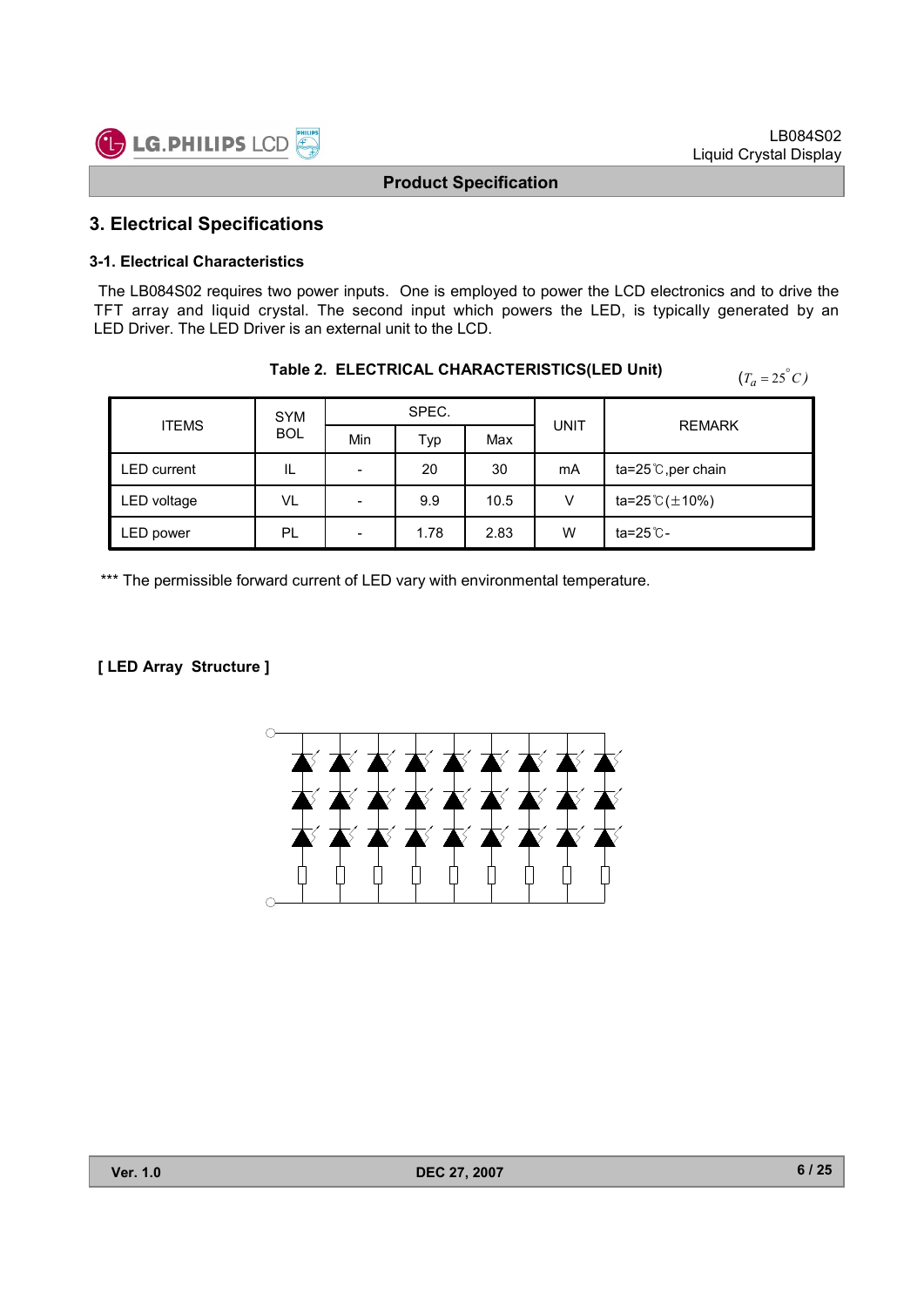# 3. Electrical Specifications

### 3-1. Electrical Characteristics

The LB084S02 requires two power inputs. One is employed to power the LCD electronics and to drive the TFT array and liquid crystal. The second input which powers the LED, is typically generated by an LED Driver. The LED Driver is an external unit to the LCD.

**Table 2. ELECTRICAL CHARACTERISTICS(LED Unit)** $(T_a = 25^{\circ}C)$

| ITEMS | SYMBOL | SPEC. | | | UNIT | REMARK |
|---|---|---|---|---|---|---|
| | | Min | Typ | Max | | |
| LED current | IL | - | 20 | 30 | mA | ta=25℃,per chain |
| LED voltage | VL | - | 9.9 | 10.5 | V | ta=25℃(±10%) |
| LED power | PL | - | 1.78 | 2.83 | W | ta=25℃- |

*** The permissible forward current of LED vary with environmental temperature.

**[ LED Array Structure ]**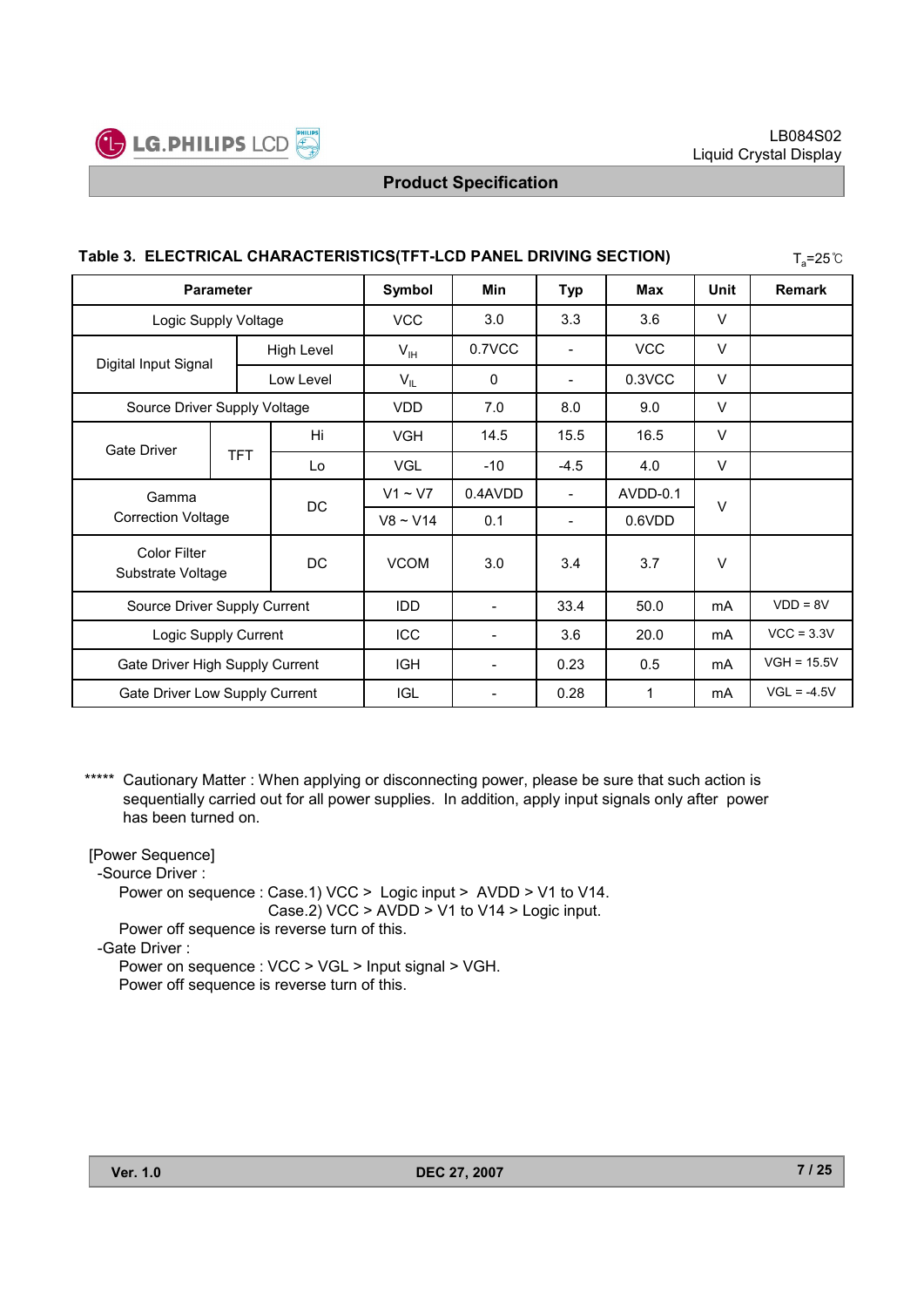**Product Specification**

### Table 3. ELECTRICAL CHARACTERISTICS(TFT-LCD PANEL DRIVING SECTION)

$T_a$=25℃

| Parameter | | | Symbol | Min | Typ | Max | Unit | Remark |
|---|---|---|---|---|---|---|---|---|
| Logic Supply Voltage | | | VCC | 3.0 | 3.3 | 3.6 | V | |
| Digital Input Signal | High Level | | $V_{IH}$ | 0.7VCC | - | VCC | V | |
| | Low Level | | $V_{IL}$ | 0 | - | 0.3VCC | V | |
| Source Driver Supply Voltage | | | VDD | 7.0 | 8.0 | 9.0 | V | |
| Gate Driver | TFT | Hi | VGH | 14.5 | 15.5 | 16.5 | V | |
| | | Lo | VGL | -10 | -4.5 | 4.0 | V | |
| Gamma Correction Voltage | DC | | V1 ~ V7 | 0.4AVDD | - | AVDD-0.1 | V | |
| | | | V8 ~ V14 | 0.1 | - | 0.6VDD | | |
| Color Filter Substrate Voltage | DC | | VCOM | 3.0 | 3.4 | 3.7 | V | |
| Source Driver Supply Current | | | IDD | - | 33.4 | 50.0 | mA | VDD = 8V |
| Logic Supply Current | | | ICC | - | 3.6 | 20.0 | mA | VCC = 3.3V |
| Gate Driver High Supply Current | | | IGH | - | 0.23 | 0.5 | mA | VGH = 15.5V |
| Gate Driver Low Supply Current | | | IGL | - | 0.28 | 1 | mA | VGL = -4.5V |

***** Cautionary Matter : When applying or disconnecting power, please be sure that such action is sequentially carried out for all power supplies. In addition, apply input signals only after power has been turned on.

[Power Sequence]

-Source Driver :

Power on sequence : Case.1) VCC > Logic input > AVDD > V1 to V14.

Case.2) VCC > AVDD > V1 to V14 > Logic input.

Power off sequence is reverse turn of this.

-Gate Driver :

Power on sequence : VCC > VGL > Input signal > VGH.

Power off sequence is reverse turn of this.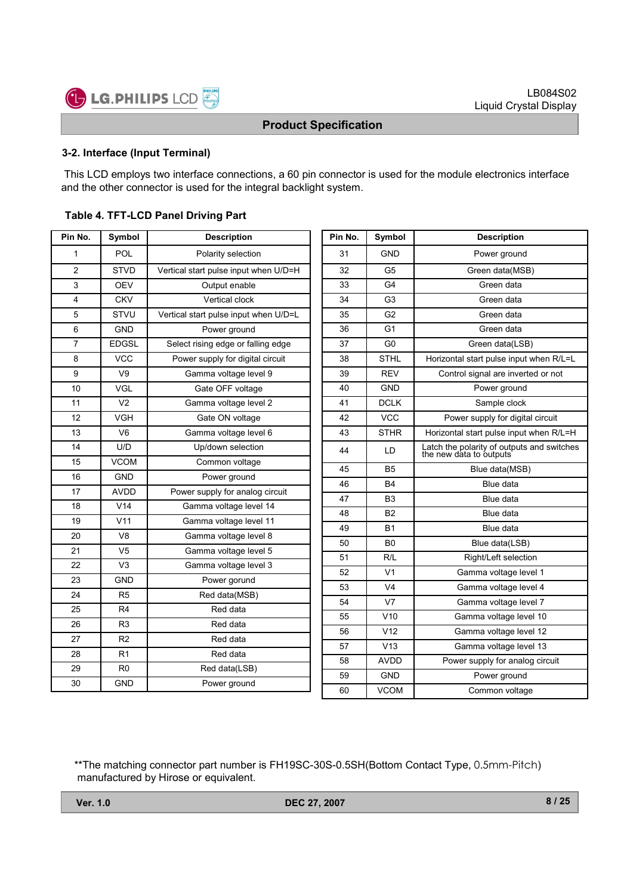## 3-2. Interface (Input Terminal)

This LCD employs two interface connections, a 60 pin connector is used for the module electronics interface and the other connector is used for the integral backlight system.

**Table 4. TFT-LCD Panel Driving Part**

| Pin No. | Symbol | Description |
|---|---|---|
| 1 | POL | Polarity selection |
| 2 | STVD | Vertical start pulse input when U/D=H |
| 3 | OEV | Output enable |
| 4 | CKV | Vertical clock |
| 5 | STVU | Vertical start pulse input when U/D=L |
| 6 | GND | Power ground |
| 7 | EDGSL | Select rising edge or falling edge |
| 8 | VCC | Power supply for digital circuit |
| 9 | V9 | Gamma voltage level 9 |
| 10 | VGL | Gate OFF voltage |
| 11 | V2 | Gamma voltage level 2 |
| 12 | VGH | Gate ON voltage |
| 13 | V6 | Gamma voltage level 6 |
| 14 | U/D | Up/down selection |
| 15 | VCOM | Common voltage |
| 16 | GND | Power ground |
| 17 | AVDD | Power supply for analog circuit |
| 18 | V14 | Gamma voltage level 14 |
| 19 | V11 | Gamma voltage level 11 |
| 20 | V8 | Gamma voltage level 8 |
| 21 | V5 | Gamma voltage level 5 |
| 22 | V3 | Gamma voltage level 3 |
| 23 | GND | Power gorund |
| 24 | R5 | Red data(MSB) |
| 25 | R4 | Red data |
| 26 | R3 | Red data |
| 27 | R2 | Red data |
| 28 | R1 | Red data |
| 29 | R0 | Red data(LSB) |
| 30 | GND | Power ground |

| Pin No. | Symbol | Description |
|---|---|---|
| 31 | GND | Power ground |
| 32 | G5 | Green data(MSB) |
| 33 | G4 | Green data |
| 34 | G3 | Green data |
| 35 | G2 | Green data |
| 36 | G1 | Green data |
| 37 | G0 | Green data(LSB) |
| 38 | STHL | Horizontal start pulse input when R/L=L |
| 39 | REV | Control signal are inverted or not |
| 40 | GND | Power ground |
| 41 | DCLK | Sample clock |
| 42 | VCC | Power supply for digital circuit |
| 43 | STHR | Horizontal start pulse input when R/L=H |
| 44 | LD | Latch the polarity of outputs and switches the new data to outputs |
| 45 | B5 | Blue data(MSB) |
| 46 | B4 | Blue data |
| 47 | B3 | Blue data |
| 48 | B2 | Blue data |
| 49 | B1 | Blue data |
| 50 | B0 | Blue data(LSB) |
| 51 | R/L | Right/Left selection |
| 52 | V1 | Gamma voltage level 1 |
| 53 | V4 | Gamma voltage level 4 |
| 54 | V7 | Gamma voltage level 7 |
| 55 | V10 | Gamma voltage level 10 |
| 56 | V12 | Gamma voltage level 12 |
| 57 | V13 | Gamma voltage level 13 |
| 58 | AVDD | Power supply for analog circuit |
| 59 | GND | Power ground |
| 60 | VCOM | Common voltage |

**The matching connector part number is FH19SC-30S-0.5SH(Bottom Contact Type, 0.5mm-Pitch) manufactured by Hirose or equivalent.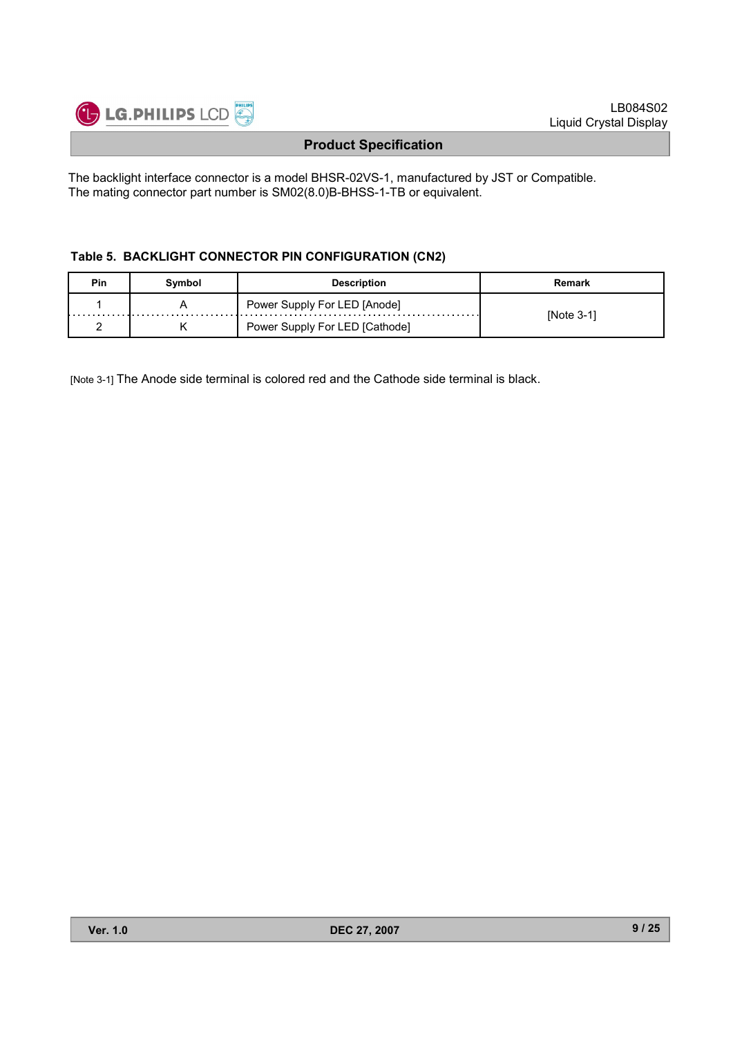The backlight interface connector is a model BHSR-02VS-1, manufactured by JST or Compatible.
The mating connector part number is SM02(8.0)B-BHSS-1-TB or equivalent.

**Table 5. BACKLIGHT CONNECTOR PIN CONFIGURATION (CN2)**

| Pin | Symbol | Description | Remark |
|---|---|---|---|
| 1 | A | Power Supply For LED [Anode] | [Note 3-1] |
| 2 | K | Power Supply For LED [Cathode] | |

[Note 3-1] The Anode side terminal is colored red and the Cathode side terminal is black.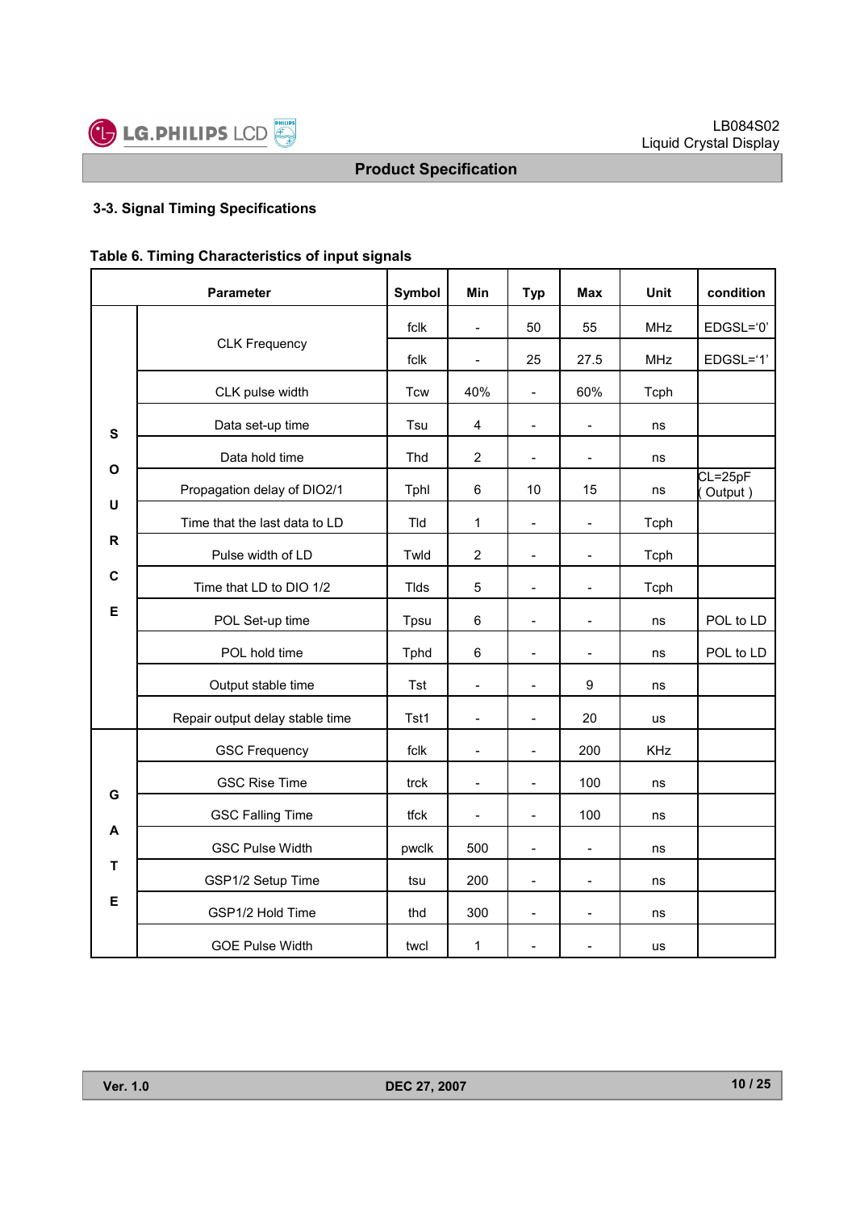## 3-3. Signal Timing Specifications

**Table 6. Timing Characteristics of input signals**

| Parameter | | Symbol | Min | Typ | Max | Unit | condition |
|---|---|---|---|---|---|---|---|
| SOURCE | CLK Frequency | fclk | - | 50 | 55 | MHz | EDGSL='0' |
| | | fclk | - | 25 | 27.5 | MHz | EDGSL='1' |
| | CLK pulse width | Tcw | 40% | - | 60% | Tcph | |
| | Data set-up time | Tsu | 4 | - | - | ns | |
| | Data hold time | Thd | 2 | - | - | ns | |
| | Propagation delay of DIO2/1 | Tphl | 6 | 10 | 15 | ns | CL=25pF ( Output ) |
| | Time that the last data to LD | Tld | 1 | - | - | Tcph | |
| | Pulse width of LD | Twld | 2 | - | - | Tcph | |
| | Time that LD to DIO 1/2 | Tlds | 5 | - | - | Tcph | |
| | POL Set-up time | Tpsu | 6 | - | - | ns | POL to LD |
| | POL hold time | Tphd | 6 | - | - | ns | POL to LD |
| | Output stable time | Tst | - | - | 9 | ns | |
| | Repair output delay stable time | Tst1 | - | - | 20 | us | |
| GATE | GSC Frequency | fclk | - | - | 200 | KHz | |
| | GSC Rise Time | trck | - | - | 100 | ns | |
| | GSC Falling Time | tfck | - | - | 100 | ns | |
| | GSC Pulse Width | pwclk | 500 | - | - | ns | |
| | GSP1/2 Setup Time | tsu | 200 | - | - | ns | |
| | GSP1/2 Hold Time | thd | 300 | - | - | ns | |
| | GOE Pulse Width | twcl | 1 | - | - | us | |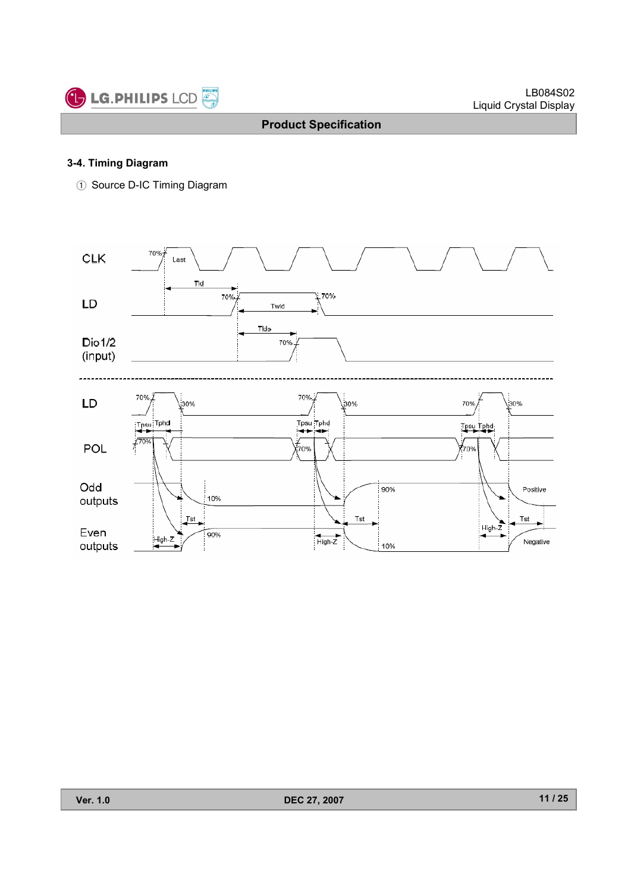### 3-4. Timing Diagram

① Source D-IC Timing Diagram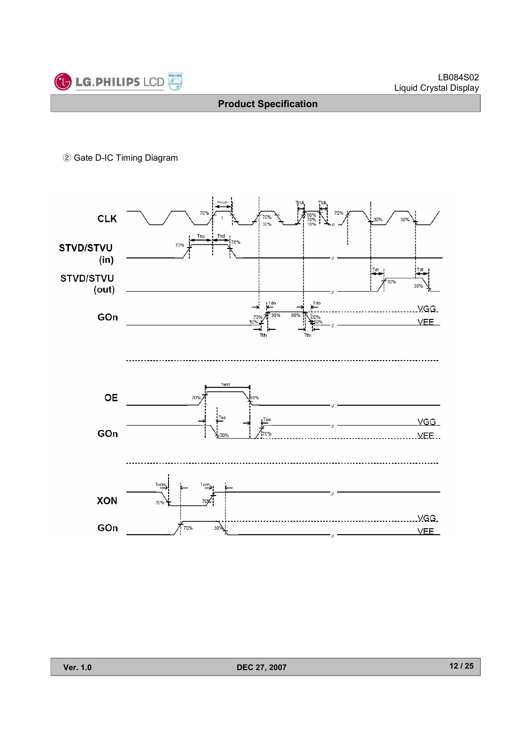② Gate D-IC Timing Diagram

CLK

STVD/STVU (in)

STVD/STVU (out)

GOn

OE

GOn

XON

GOn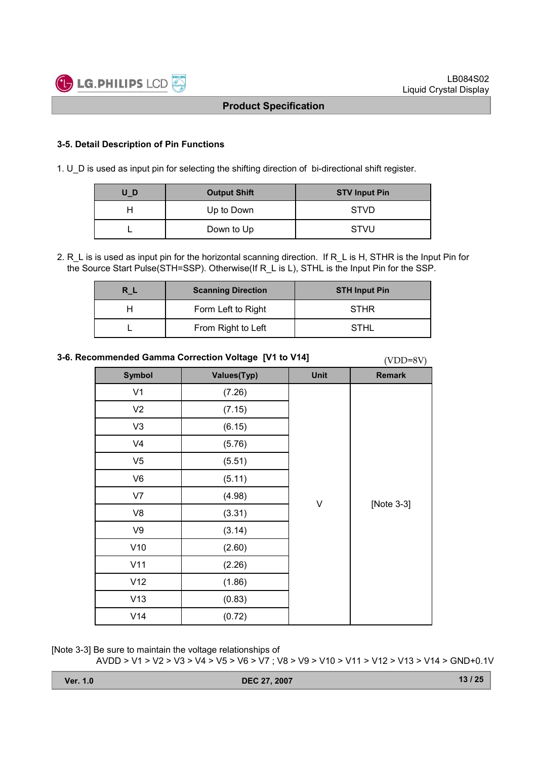### 3-5. Detail Description of Pin Functions

1. U_D is used as input pin for selecting the shifting direction of  bi-directional shift register.

| U_D | Output Shift | STV Input Pin |
|---|---|---|
| H | Up to Down | STVD |
| L | Down to Up | STVU |

2. R_L is is used as input pin for the horizontal scanning direction.  If R_L is H, STHR is the Input Pin for the Source Start Pulse(STH=SSP). Otherwise(If R_L is L), STHL is the Input Pin for the SSP.

| R_L | Scanning Direction | STH Input Pin |
|---|---|---|
| H | Form Left to Right | STHR |
| L | From Right to Left | STHL |

### 3-6. Recommended Gamma Correction Voltage  [V1 to V14]

(VDD=8V)

| Symbol | Values(Typ) | Unit | Remark |
|---|---|---|---|
| V1 | (7.26) | V | [Note 3-3] |
| V2 | (7.15) | | |
| V3 | (6.15) | | |
| V4 | (5.76) | | |
| V5 | (5.51) | | |
| V6 | (5.11) | | |
| V7 | (4.98) | | |
| V8 | (3.31) | | |
| V9 | (3.14) | | |
| V10 | (2.60) | | |
| V11 | (2.26) | | |
| V12 | (1.86) | | |
| V13 | (0.83) | | |
| V14 | (0.72) | | |

[Note 3-3] Be sure to maintain the voltage relationships of
AVDD > V1 > V2 > V3 > V4 > V5 > V6 > V7 ; V8 > V9 > V10 > V11 > V12 > V13 > V14 > GND+0.1V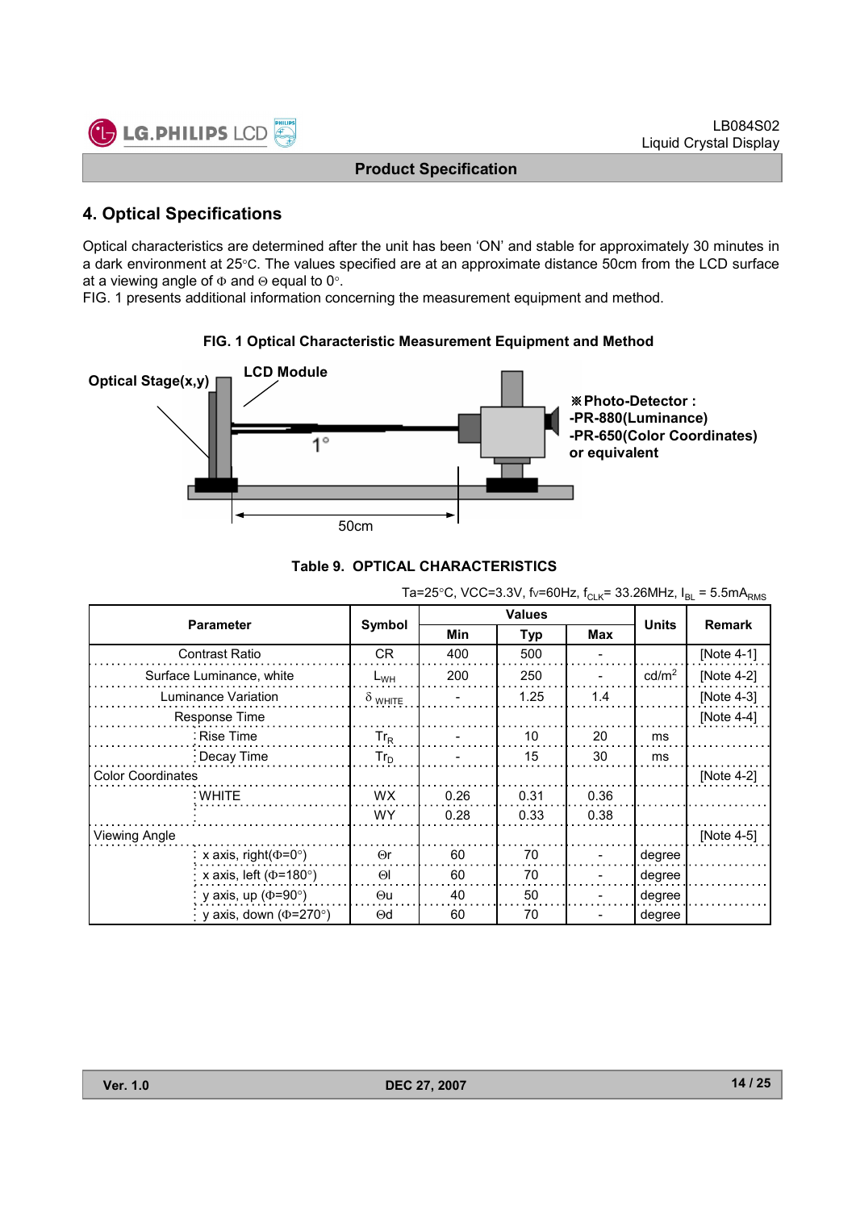## 4. Optical Specifications

Optical characteristics are determined after the unit has been 'ON' and stable for approximately 30 minutes in a dark environment at 25°C. The values specified are at an approximate distance 50cm from the LCD surface at a viewing angle of Φ and Θ equal to 0°.

FIG. 1 presents additional information concerning the measurement equipment and method.

**FIG. 1 Optical Characteristic Measurement Equipment and Method**

Optical Stage(x,y)

LCD Module

1°

50cm

※Photo-Detector :
-PR-880(Luminance)
-PR-650(Color Coordinates)
or equivalent

**Table 9. OPTICAL CHARACTERISTICS**

Ta=25°C, VCC=3.3V, fv=60Hz, $f_{CLK}$= 33.26MHz, $I_{BL}$ = 5.5$mA_{RMS}$

| Parameter | | Symbol | Values | | | Units | Remark |
|---|---|---|---|---|---|---|---|
| | | | Min | Typ | Max | | |
| Contrast Ratio | | CR | 400 | 500 | - | | [Note 4-1] |
| Surface Luminance, white | | $L_{WH}$ | 200 | 250 | - | cd/m$^2$ | [Note 4-2] |
| Luminance Variation | | $\delta_{WHITE}$ | - | 1.25 | 1.4 | | [Note 4-3] |
| Response Time | | | | | | | [Note 4-4] |
| | Rise Time | $Tr_R$ | - | 10 | 20 | ms | |
| | Decay Time | $Tr_D$ | - | 15 | 30 | ms | |
| Color Coordinates | | | | | | | [Note 4-2] |
| | WHITE | WX | 0.26 | 0.31 | 0.36 | | |
| | | WY | 0.28 | 0.33 | 0.38 | | |
| Viewing Angle | | | | | | | [Note 4-5] |
| | x axis, right(Φ=0°) | Θr | 60 | 70 | - | degree | |
| | x axis, left (Φ=180°) | Θl | 60 | 70 | - | degree | |
| | y axis, up (Φ=90°) | Θu | 40 | 50 | - | degree | |
| | y axis, down (Φ=270°) | Θd | 60 | 70 | - | degree | |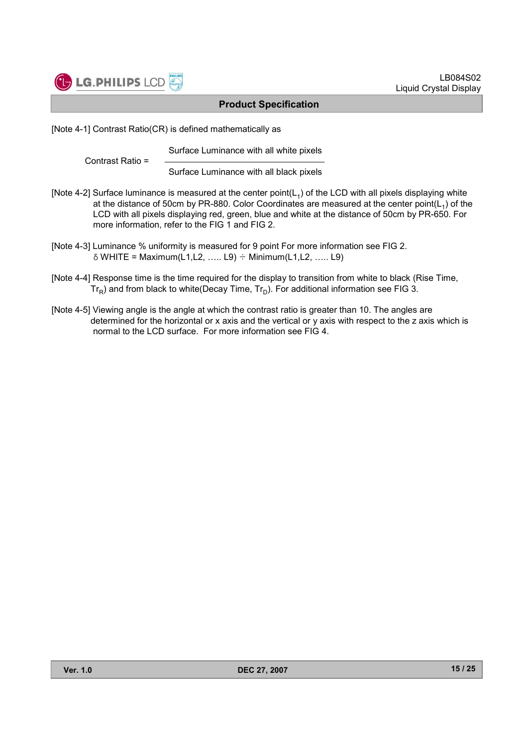[Note 4-1] Contrast Ratio(CR) is defined mathematically as

$$\text{Contrast Ratio} = \frac{\text{Surface Luminance with all white pixels}}{\text{Surface Luminance with all black pixels}}$$

[Note 4-2] Surface luminance is measured at the center point($L_1$) of the LCD with all pixels displaying white at the distance of 50cm by PR-880. Color Coordinates are measured at the center point($L_1$) of the LCD with all pixels displaying red, green, blue and white at the distance of 50cm by PR-650. For more information, refer to the FIG 1 and FIG 2.

[Note 4-3] Luminance % uniformity is measured for 9 point For more information see FIG 2.
$\delta$ WHITE = Maximum(L1,L2, ….. L9) $\div$ Minimum(L1,L2, ….. L9)

[Note 4-4] Response time is the time required for the display to transition from white to black (Rise Time, $Tr_R$) and from black to white(Decay Time, $Tr_D$). For additional information see FIG 3.

[Note 4-5] Viewing angle is the angle at which the contrast ratio is greater than 10. The angles are determined for the horizontal or x axis and the vertical or y axis with respect to the z axis which is normal to the LCD surface. For more information see FIG 4.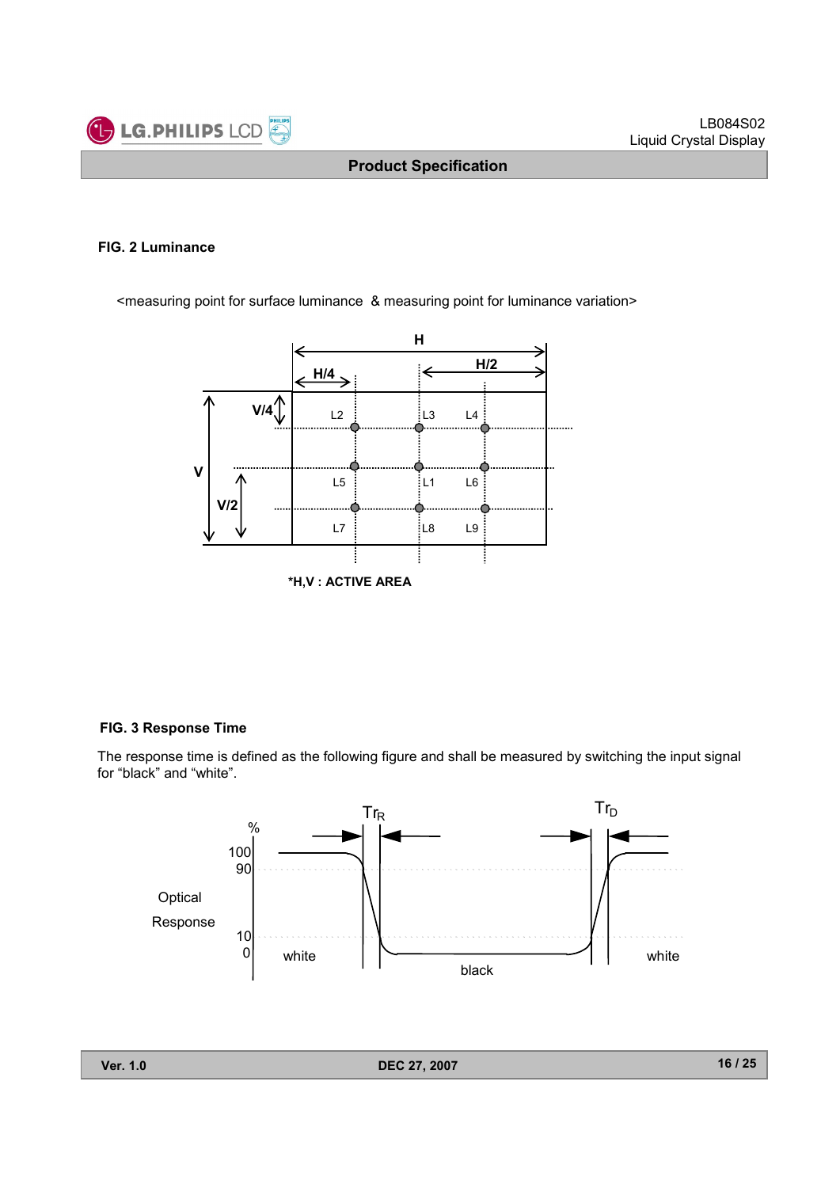### FIG. 2 Luminance

<measuring point for surface luminance & measuring point for luminance variation>

*H,V : ACTIVE AREA

### FIG. 3 Response Time

The response time is defined as the following figure and shall be measured by switching the input signal for “black” and “white”.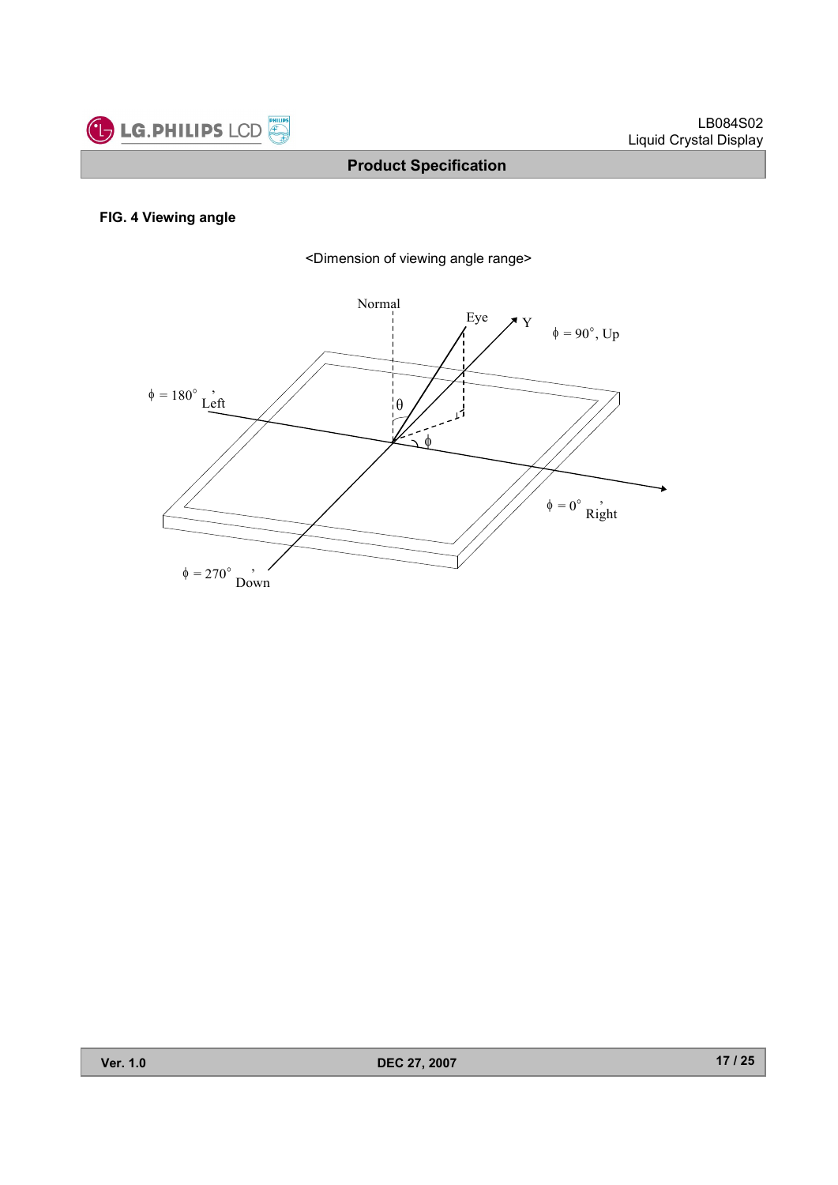**FIG. 4 Viewing angle**

<Dimension of viewing angle range>

Normal

Eye

Y

$\phi$ = 90°, Up

$\phi$ = 180°, Left

$\theta$

$\phi$

$\phi$ = 0°, Right

$\phi$ = 270°, Down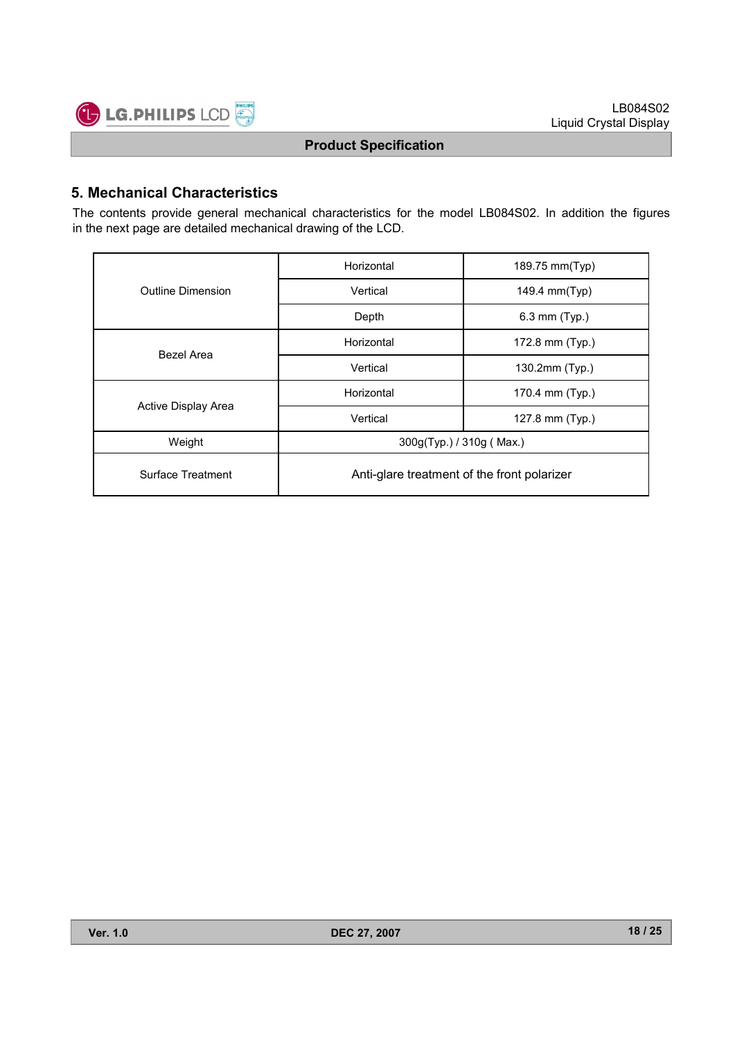## 5. Mechanical Characteristics

The contents provide general mechanical characteristics for the model LB084S02. In addition the figures in the next page are detailed mechanical drawing of the LCD.

| | | |
|---|---|---|
| Outline Dimension | Horizontal | 189.75 mm(Typ) |
| | Vertical | 149.4 mm(Typ) |
| | Depth | 6.3 mm (Typ.) |
| Bezel Area | Horizontal | 172.8 mm (Typ.) |
| | Vertical | 130.2mm (Typ.) |
| Active Display Area | Horizontal | 170.4 mm (Typ.) |
| | Vertical | 127.8 mm (Typ.) |
| Weight | 300g(Typ.) / 310g ( Max.) | |
| Surface Treatment | Anti-glare treatment of the front polarizer | |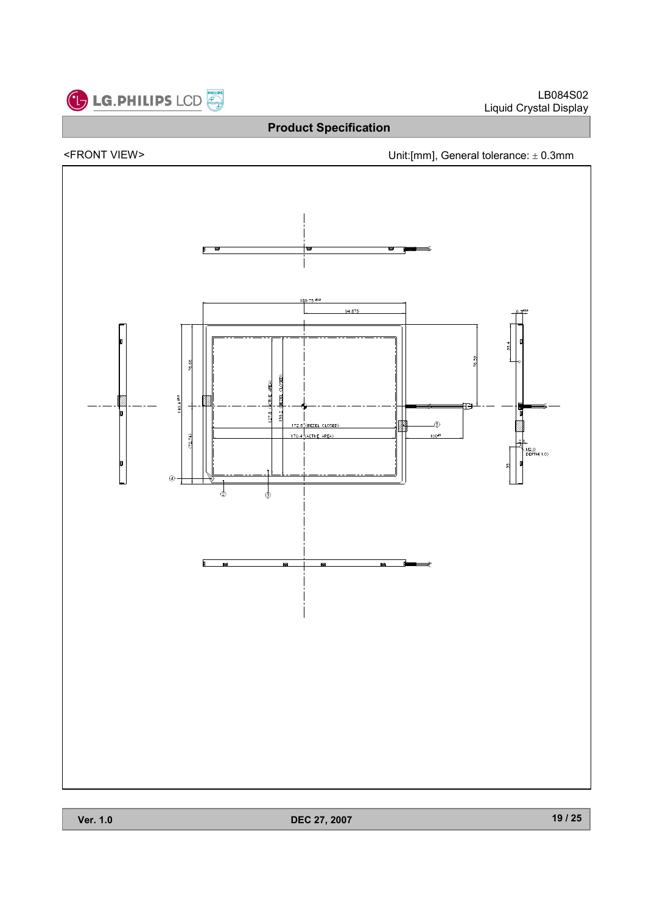## Product Specification

<FRONT VIEW>

Unit:[mm], General tolerance: ± 0.3mm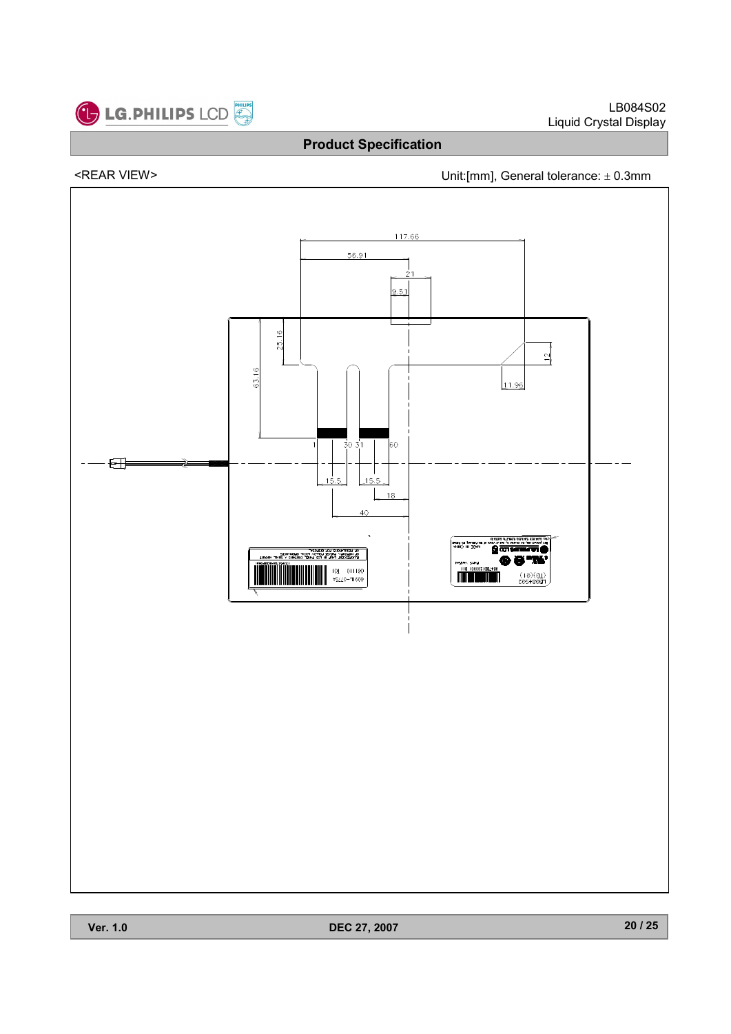## Product Specification

<REAR VIEW>

Unit:[mm], General tolerance: ± 0.3mm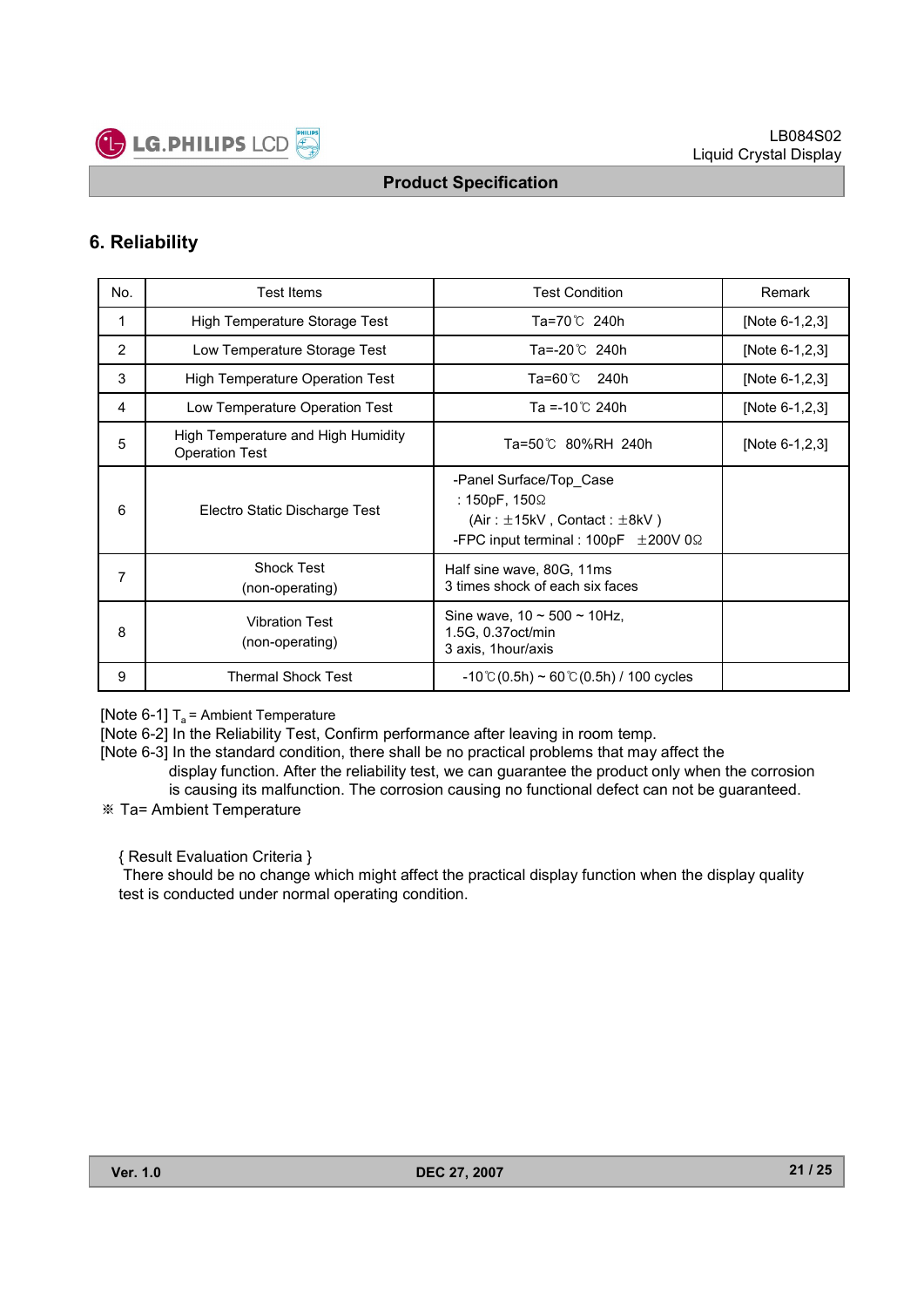## 6. Reliability

| No. | Test Items | Test Condition | Remark |
|---|---|---|---|
| 1 | High Temperature Storage Test | Ta=70℃ 240h | [Note 6-1,2,3] |
| 2 | Low Temperature Storage Test | Ta=-20℃ 240h | [Note 6-1,2,3] |
| 3 | High Temperature Operation Test | Ta=60℃ 240h | [Note 6-1,2,3] |
| 4 | Low Temperature Operation Test | Ta =-10℃ 240h | [Note 6-1,2,3] |
| 5 | High Temperature and High Humidity Operation Test | Ta=50℃ 80%RH 240h | [Note 6-1,2,3] |
| 6 | Electro Static Discharge Test | -Panel Surface/Top_Case : 150pF, 150Ω (Air : ±15kV , Contact : ±8kV ) -FPC input terminal : 100pF ±200V 0Ω | |
| 7 | Shock Test (non-operating) | Half sine wave, 80G, 11ms 3 times shock of each six faces | |
| 8 | Vibration Test (non-operating) | Sine wave, 10 ~ 500 ~ 10Hz, 1.5G, 0.37oct/min 3 axis, 1hour/axis | |
| 9 | Thermal Shock Test | -10℃(0.5h) ~ 60℃(0.5h) / 100 cycles | |

[Note 6-1] $T_a$ = Ambient Temperature
[Note 6-2] In the Reliability Test, Confirm performance after leaving in room temp.
[Note 6-3] In the standard condition, there shall be no practical problems that may affect the display function. After the reliability test, we can guarantee the product only when the corrosion is causing its malfunction. The corrosion causing no functional defect can not be guaranteed.
※ Ta= Ambient Temperature

{ Result Evaluation Criteria }
There should be no change which might affect the practical display function when the display quality test is conducted under normal operating condition.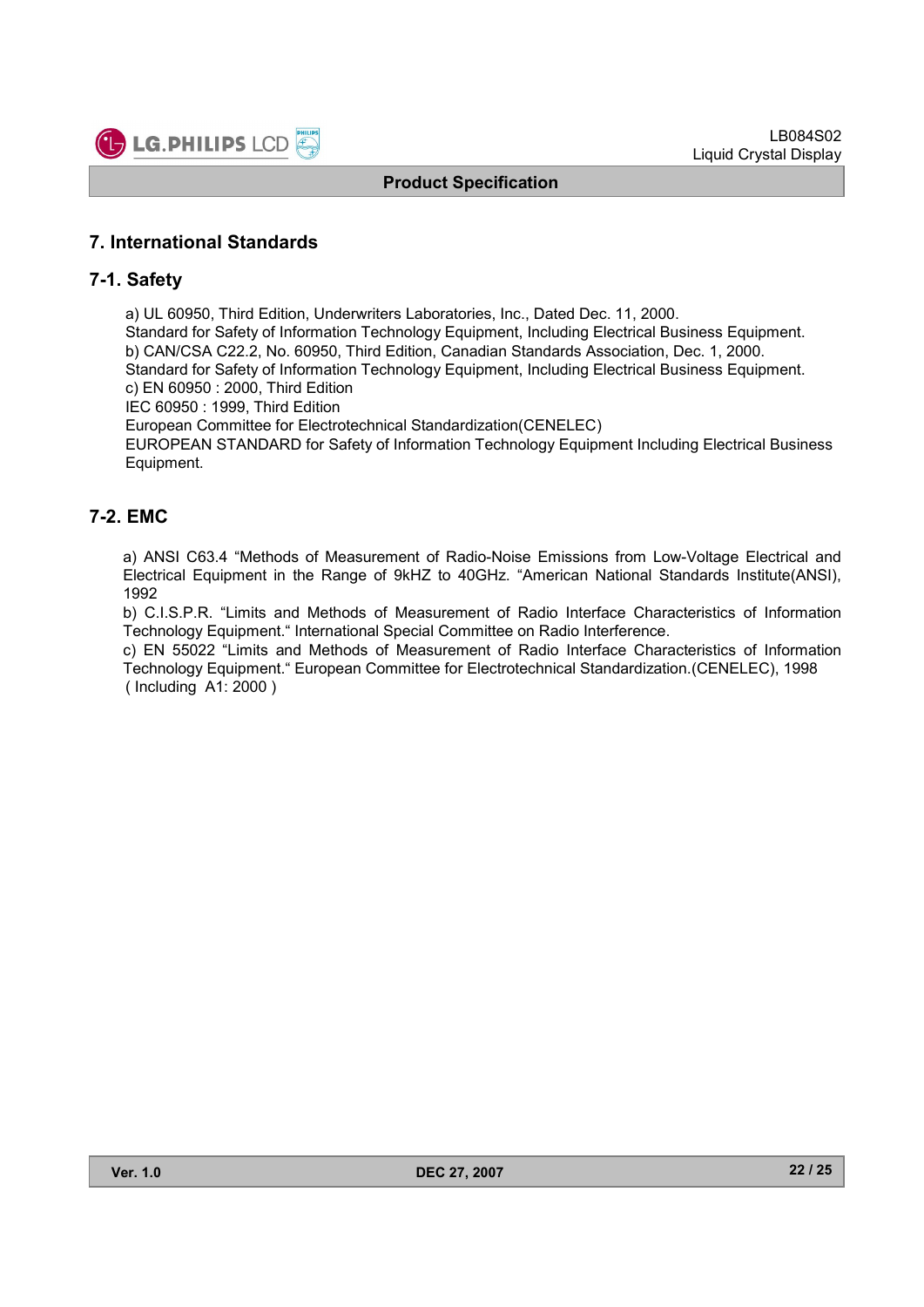# 7. International Standards

## 7-1. Safety

a) UL 60950, Third Edition, Underwriters Laboratories, Inc., Dated Dec. 11, 2000.
Standard for Safety of Information Technology Equipment, Including Electrical Business Equipment.
b) CAN/CSA C22.2, No. 60950, Third Edition, Canadian Standards Association, Dec. 1, 2000.
Standard for Safety of Information Technology Equipment, Including Electrical Business Equipment.
c) EN 60950 : 2000, Third Edition
IEC 60950 : 1999, Third Edition
European Committee for Electrotechnical Standardization(CENELEC)
EUROPEAN STANDARD for Safety of Information Technology Equipment Including Electrical Business Equipment.

## 7-2. EMC

a) ANSI C63.4 "Methods of Measurement of Radio-Noise Emissions from Low-Voltage Electrical and Electrical Equipment in the Range of 9kHZ to 40GHz. "American National Standards Institute(ANSI), 1992
b) C.I.S.P.R. "Limits and Methods of Measurement of Radio Interface Characteristics of Information Technology Equipment." International Special Committee on Radio Interference.
c) EN 55022 "Limits and Methods of Measurement of Radio Interface Characteristics of Information Technology Equipment." European Committee for Electrotechnical Standardization.(CENELEC), 1998 ( Including A1: 2000 )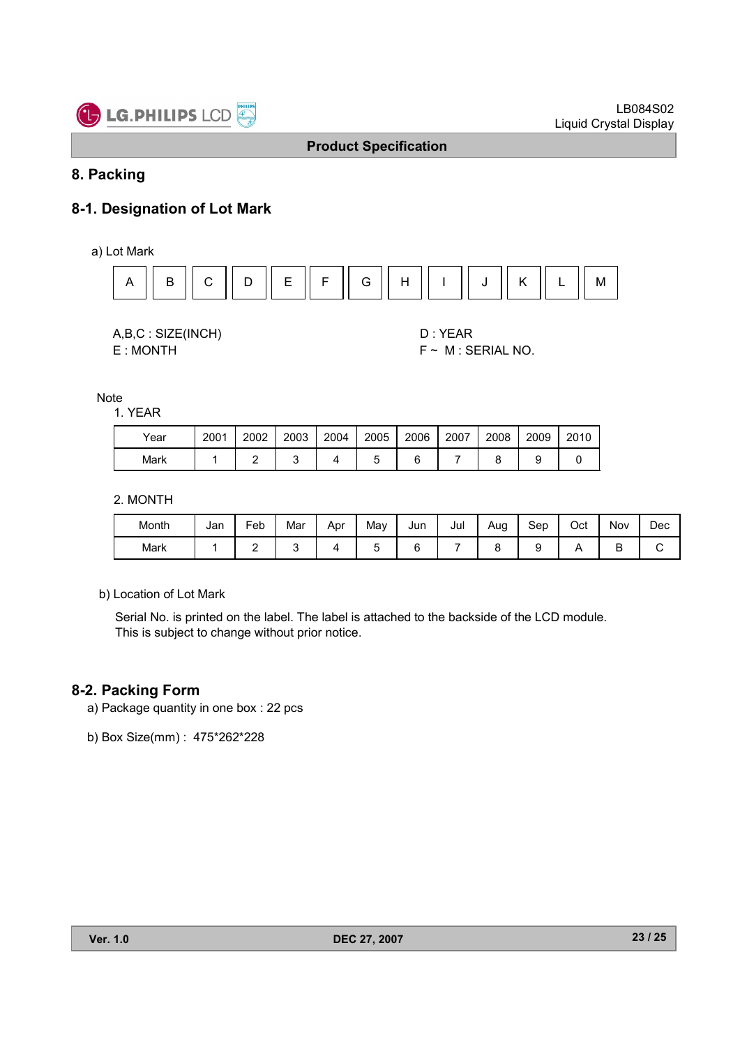# 8. Packing

## 8-1. Designation of Lot Mark

a) Lot Mark

| A | B | C | D | E | F | G | H | I | J | K | L | M |
|---|---|---|---|---|---|---|---|---|---|---|---|---|

A,B,C : SIZE(INCH)
D : YEAR
E : MONTH
F ~ M : SERIAL NO.

Note

1. YEAR

| Year | 2001 | 2002 | 2003 | 2004 | 2005 | 2006 | 2007 | 2008 | 2009 | 2010 |
|---|---|---|---|---|---|---|---|---|---|---|
| Mark | 1 | 2 | 3 | 4 | 5 | 6 | 7 | 8 | 9 | 0 |

2. MONTH

| Month | Jan | Feb | Mar | Apr | May | Jun | Jul | Aug | Sep | Oct | Nov | Dec |
|---|---|---|---|---|---|---|---|---|---|---|---|---|
| Mark | 1 | 2 | 3 | 4 | 5 | 6 | 7 | 8 | 9 | A | B | C |

b) Location of Lot Mark

Serial No. is printed on the label. The label is attached to the backside of the LCD module.
This is subject to change without prior notice.

## 8-2. Packing Form

a) Package quantity in one box : 22 pcs

b) Box Size(mm) : 475*262*228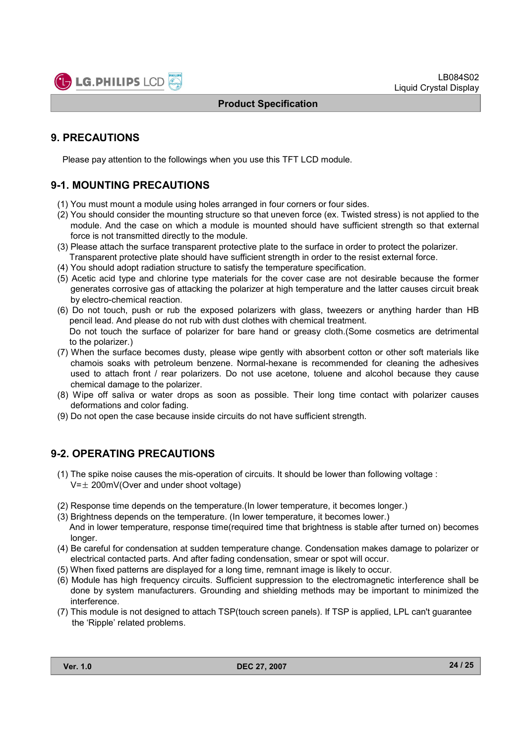## 9. PRECAUTIONS

Please pay attention to the followings when you use this TFT LCD module.

### 9-1. MOUNTING PRECAUTIONS

(1) You must mount a module using holes arranged in four corners or four sides.
(2) You should consider the mounting structure so that uneven force (ex. Twisted stress) is not applied to the module. And the case on which a module is mounted should have sufficient strength so that external force is not transmitted directly to the module.
(3) Please attach the surface transparent protective plate to the surface in order to protect the polarizer. Transparent protective plate should have sufficient strength in order to the resist external force.
(4) You should adopt radiation structure to satisfy the temperature specification.
(5) Acetic acid type and chlorine type materials for the cover case are not desirable because the former generates corrosive gas of attacking the polarizer at high temperature and the latter causes circuit break by electro-chemical reaction.
(6) Do not touch, push or rub the exposed polarizers with glass, tweezers or anything harder than HB pencil lead. And please do not rub with dust clothes with chemical treatment.
Do not touch the surface of polarizer for bare hand or greasy cloth.(Some cosmetics are detrimental to the polarizer.)
(7) When the surface becomes dusty, please wipe gently with absorbent cotton or other soft materials like chamois soaks with petroleum benzene. Normal-hexane is recommended for cleaning the adhesives used to attach front / rear polarizers. Do not use acetone, toluene and alcohol because they cause chemical damage to the polarizer.
(8) Wipe off saliva or water drops as soon as possible. Their long time contact with polarizer causes deformations and color fading.
(9) Do not open the case because inside circuits do not have sufficient strength.

### 9-2. OPERATING PRECAUTIONS

(1) The spike noise causes the mis-operation of circuits. It should be lower than following voltage :
V=± 200mV(Over and under shoot voltage)

(2) Response time depends on the temperature.(In lower temperature, it becomes longer.)
(3) Brightness depends on the temperature. (In lower temperature, it becomes lower.)
And in lower temperature, response time(required time that brightness is stable after turned on) becomes longer.
(4) Be careful for condensation at sudden temperature change. Condensation makes damage to polarizer or electrical contacted parts. And after fading condensation, smear or spot will occur.
(5) When fixed patterns are displayed for a long time, remnant image is likely to occur.
(6) Module has high frequency circuits. Sufficient suppression to the electromagnetic interference shall be done by system manufacturers. Grounding and shielding methods may be important to minimized the interference.
(7) This module is not designed to attach TSP(touch screen panels). If TSP is applied, LPL can't guarantee the 'Ripple' related problems.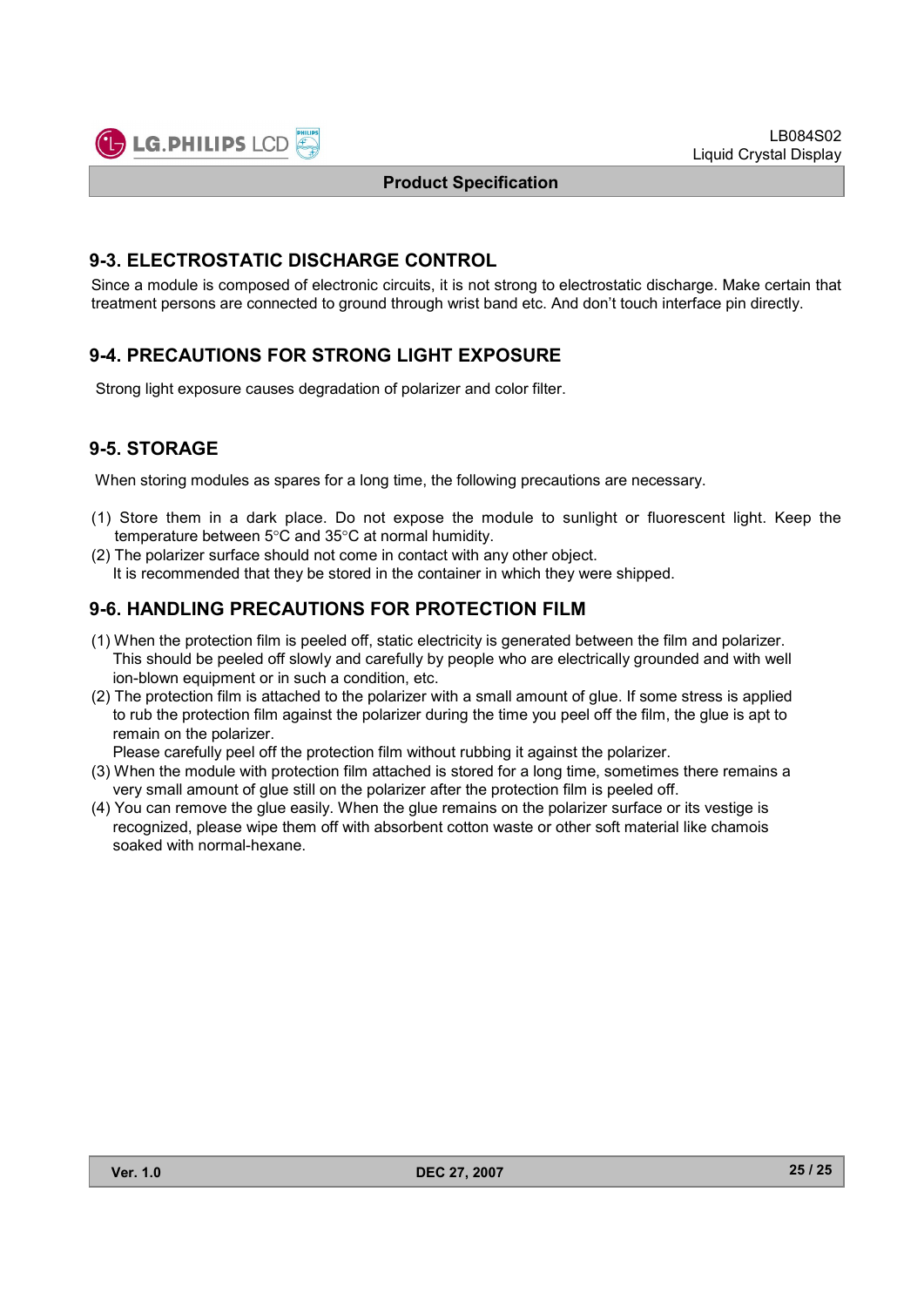## 9-3. ELECTROSTATIC DISCHARGE CONTROL

Since a module is composed of electronic circuits, it is not strong to electrostatic discharge. Make certain that treatment persons are connected to ground through wrist band etc. And don't touch interface pin directly.

## 9-4. PRECAUTIONS FOR STRONG LIGHT EXPOSURE

Strong light exposure causes degradation of polarizer and color filter.

## 9-5. STORAGE

When storing modules as spares for a long time, the following precautions are necessary.

(1) Store them in a dark place. Do not expose the module to sunlight or fluorescent light. Keep the temperature between 5°C and 35°C at normal humidity.
(2) The polarizer surface should not come in contact with any other object.
It is recommended that they be stored in the container in which they were shipped.

## 9-6. HANDLING PRECAUTIONS FOR PROTECTION FILM

(1) When the protection film is peeled off, static electricity is generated between the film and polarizer. This should be peeled off slowly and carefully by people who are electrically grounded and with well ion-blown equipment or in such a condition, etc.
(2) The protection film is attached to the polarizer with a small amount of glue. If some stress is applied to rub the protection film against the polarizer during the time you peel off the film, the glue is apt to remain on the polarizer.
Please carefully peel off the protection film without rubbing it against the polarizer.
(3) When the module with protection film attached is stored for a long time, sometimes there remains a very small amount of glue still on the polarizer after the protection film is peeled off.
(4) You can remove the glue easily. When the glue remains on the polarizer surface or its vestige is recognized, please wipe them off with absorbent cotton waste or other soft material like chamois soaked with normal-hexane.